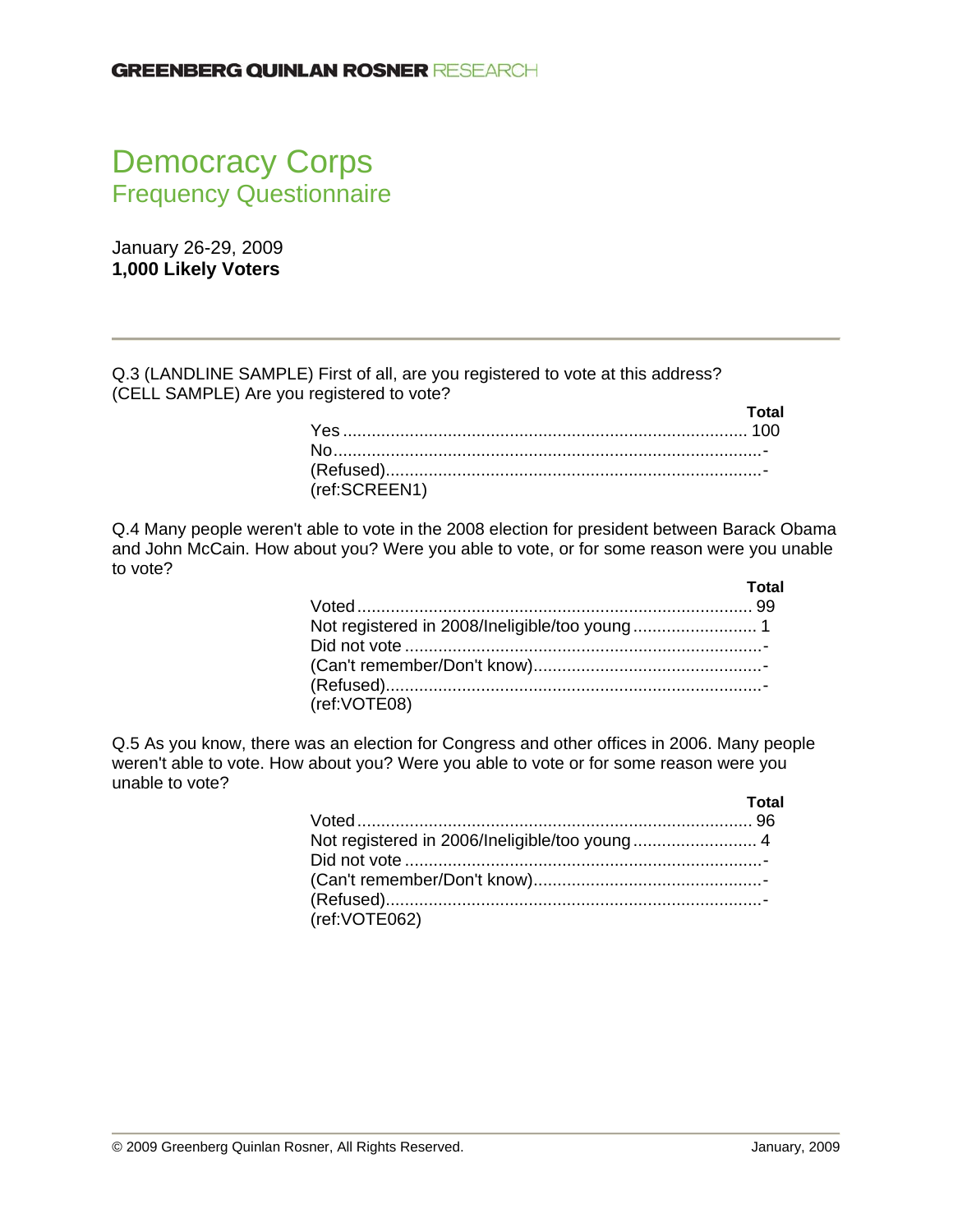GREENBERG QUINLAN ROSNER RESEARCH

# Democracy Corps

## Frequency Questionnaire

January 26-29, 2009
**1,000 Likely Voters**

---

Q.3 (LANDLINE SAMPLE) First of all, are you registered to vote at this address?
(CELL SAMPLE) Are you registered to vote?

| | **Total** |
|---|---|
| Yes | 100 |
| No | - |
| (Refused) | - |
| (ref:SCREEN1) | |

Q.4 Many people weren't able to vote in the 2008 election for president between Barack Obama and John McCain. How about you? Were you able to vote, or for some reason were you unable to vote?

| | **Total** |
|---|---|
| Voted | 99 |
| Not registered in 2008/Ineligible/too young | 1 |
| Did not vote | - |
| (Can't remember/Don't know) | - |
| (Refused) | - |
| (ref:VOTE08) | |

Q.5 As you know, there was an election for Congress and other offices in 2006. Many people weren't able to vote. How about you? Were you able to vote or for some reason were you unable to vote?

| | **Total** |
|---|---|
| Voted | 96 |
| Not registered in 2006/Ineligible/too young | 4 |
| Did not vote | - |
| (Can't remember/Don't know) | - |
| (Refused) | - |
| (ref:VOTE062) | |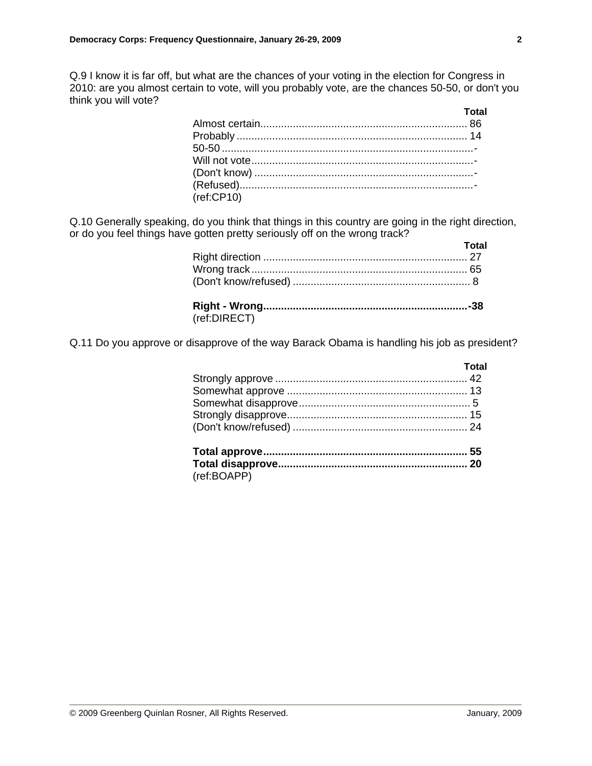Q.9 I know it is far off, but what are the chances of your voting in the election for Congress in 2010: are you almost certain to vote, will you probably vote, are the chances 50-50, or don't you think you will vote?

| | Total |
|---|---|
| Almost certain | 86 |
| Probably | 14 |
| 50-50 | - |
| Will not vote | - |
| (Don't know) | - |
| (Refused) | - |

(ref:CP10)

Q.10 Generally speaking, do you think that things in this country are going in the right direction, or do you feel things have gotten pretty seriously off on the wrong track?

| | Total |
|---|---|
| Right direction | 27 |
| Wrong track | 65 |
| (Don't know/refused) | 8 |
| **Right - Wrong** | **-38** |

(ref:DIRECT)

Q.11 Do you approve or disapprove of the way Barack Obama is handling his job as president?

| | Total |
|---|---|
| Strongly approve | 42 |
| Somewhat approve | 13 |
| Somewhat disapprove | 5 |
| Strongly disapprove | 15 |
| (Don't know/refused) | 24 |
| **Total approve** | **55** |
| **Total disapprove** | **20** |

(ref:BOAPP)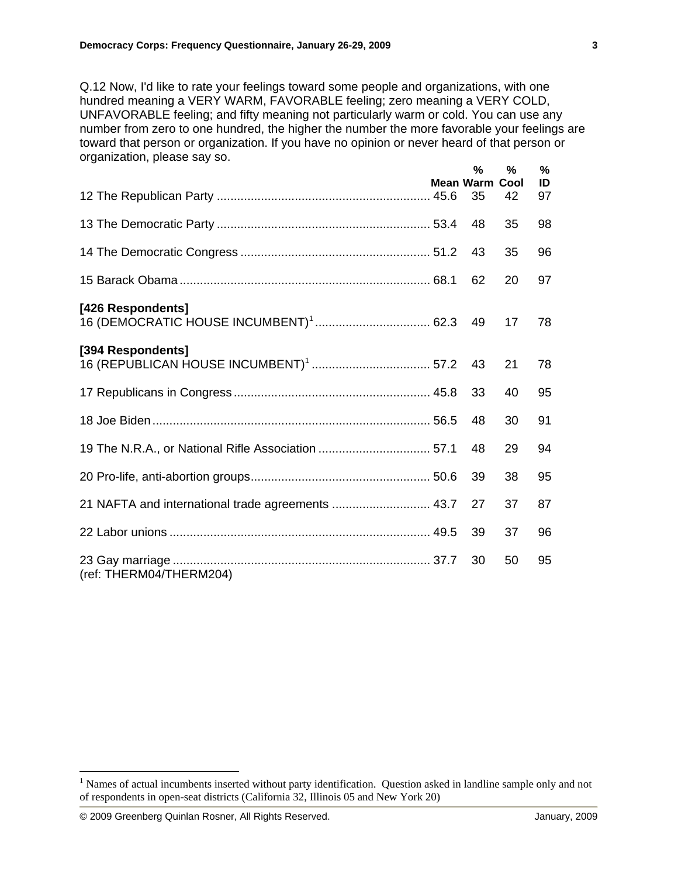Q.12 Now, I'd like to rate your feelings toward some people and organizations, with one hundred meaning a VERY WARM, FAVORABLE feeling; zero meaning a VERY COLD, UNFAVORABLE feeling; and fifty meaning not particularly warm or cold. You can use any number from zero to one hundred, the higher the number the more favorable your feelings are toward that person or organization. If you have no opinion or never heard of that person or organization, please say so.

| | Mean | % Warm | % Cool | % ID |
|---|---|---|---|---|
| 12 The Republican Party | 45.6 | 35 | 42 | 97 |
| 13 The Democratic Party | 53.4 | 48 | 35 | 98 |
| 14 The Democratic Congress | 51.2 | 43 | 35 | 96 |
| 15 Barack Obama | 68.1 | 62 | 20 | 97 |
| **[426 Respondents]** | | | | |
| 16 (DEMOCRATIC HOUSE INCUMBENT)[1] | 62.3 | 49 | 17 | 78 |
| **[394 Respondents]** | | | | |
| 16 (REPUBLICAN HOUSE INCUMBENT)[1] | 57.2 | 43 | 21 | 78 |
| 17 Republicans in Congress | 45.8 | 33 | 40 | 95 |
| 18 Joe Biden | 56.5 | 48 | 30 | 91 |
| 19 The N.R.A., or National Rifle Association | 57.1 | 48 | 29 | 94 |
| 20 Pro-life, anti-abortion groups | 50.6 | 39 | 38 | 95 |
| 21 NAFTA and international trade agreements | 43.7 | 27 | 37 | 87 |
| 22 Labor unions | 49.5 | 39 | 37 | 96 |
| 23 Gay marriage | 37.7 | 30 | 50 | 95 |

(ref: THERM04/THERM204)

[1] Names of actual incumbents inserted without party identification. Question asked in landline sample only and not of respondents in open-seat districts (California 32, Illinois 05 and New York 20)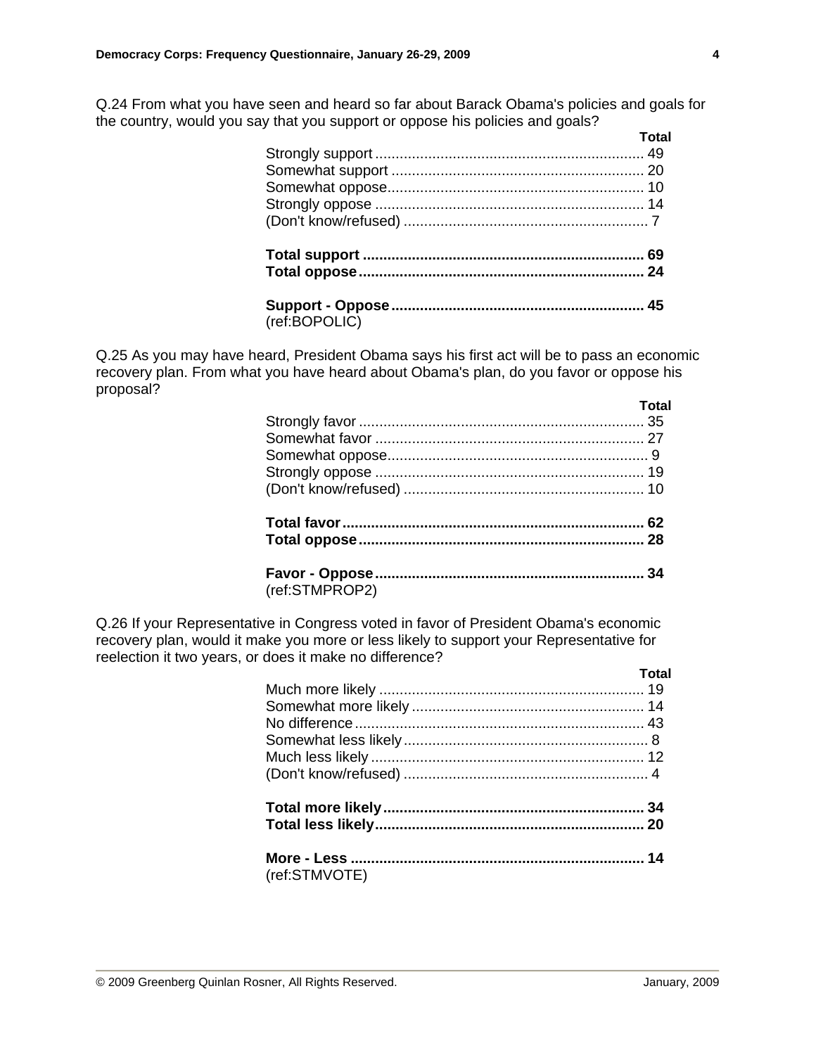Q.24 From what you have seen and heard so far about Barack Obama's policies and goals for the country, would you say that you support or oppose his policies and goals?

| | Total |
|---|---|
| Strongly support | 49 |
| Somewhat support | 20 |
| Somewhat oppose | 10 |
| Strongly oppose | 14 |
| (Don't know/refused) | 7 |
| | |
| **Total support** | **69** |
| **Total oppose** | **24** |
| | |
| **Support - Oppose** | **45** |

(ref:BOPOLIC)

Q.25 As you may have heard, President Obama says his first act will be to pass an economic recovery plan. From what you have heard about Obama's plan, do you favor or oppose his proposal?

| | Total |
|---|---|
| Strongly favor | 35 |
| Somewhat favor | 27 |
| Somewhat oppose | 9 |
| Strongly oppose | 19 |
| (Don't know/refused) | 10 |
| | |
| **Total favor** | **62** |
| **Total oppose** | **28** |
| | |
| **Favor - Oppose** | **34** |

(ref:STMPROP2)

Q.26 If your Representative in Congress voted in favor of President Obama's economic recovery plan, would it make you more or less likely to support your Representative for reelection it two years, or does it make no difference?

| | Total |
|---|---|
| Much more likely | 19 |
| Somewhat more likely | 14 |
| No difference | 43 |
| Somewhat less likely | 8 |
| Much less likely | 12 |
| (Don't know/refused) | 4 |
| | |
| **Total more likely** | **34** |
| **Total less likely** | **20** |
| | |
| **More - Less** | **14** |

(ref:STMVOTE)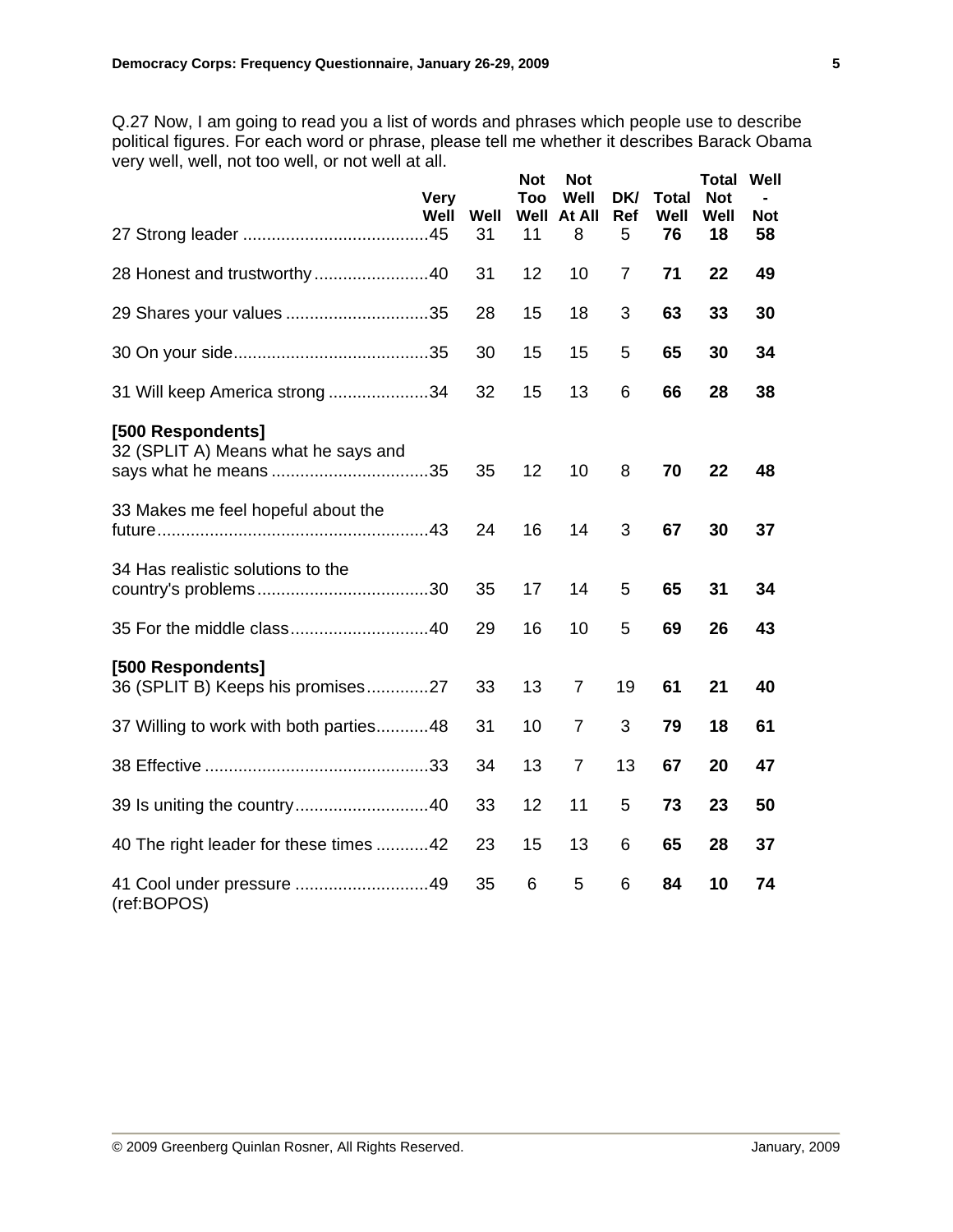Q.27 Now, I am going to read you a list of words and phrases which people use to describe political figures. For each word or phrase, please tell me whether it describes Barack Obama very well, well, not too well, or not well at all.

| | Very Well | Well | Not Too Well | Not Well At All | DK/ Ref | Total Well | Total Not Well | Well - Not |
|---|---|---|---|---|---|---|---|---|
| 27 Strong leader | 45 | 31 | 11 | 8 | 5 | **76** | **18** | **58** |
| 28 Honest and trustworthy | 40 | 31 | 12 | 10 | 7 | **71** | **22** | **49** |
| 29 Shares your values | 35 | 28 | 15 | 18 | 3 | **63** | **33** | **30** |
| 30 On your side | 35 | 30 | 15 | 15 | 5 | **65** | **30** | **34** |
| 31 Will keep America strong | 34 | 32 | 15 | 13 | 6 | **66** | **28** | **38** |
| **[500 Respondents]** 32 (SPLIT A) Means what he says and says what he means | 35 | 35 | 12 | 10 | 8 | **70** | **22** | **48** |
| 33 Makes me feel hopeful about the future | 43 | 24 | 16 | 14 | 3 | **67** | **30** | **37** |
| 34 Has realistic solutions to the country's problems | 30 | 35 | 17 | 14 | 5 | **65** | **31** | **34** |
| 35 For the middle class | 40 | 29 | 16 | 10 | 5 | **69** | **26** | **43** |
| **[500 Respondents]** 36 (SPLIT B) Keeps his promises | 27 | 33 | 13 | 7 | 19 | **61** | **21** | **40** |
| 37 Willing to work with both parties | 48 | 31 | 10 | 7 | 3 | **79** | **18** | **61** |
| 38 Effective | 33 | 34 | 13 | 7 | 13 | **67** | **20** | **47** |
| 39 Is uniting the country | 40 | 33 | 12 | 11 | 5 | **73** | **23** | **50** |
| 40 The right leader for these times | 42 | 23 | 15 | 13 | 6 | **65** | **28** | **37** |
| 41 Cool under pressure | 49 | 35 | 6 | 5 | 6 | **84** | **10** | **74** |

(ref:BOPOS)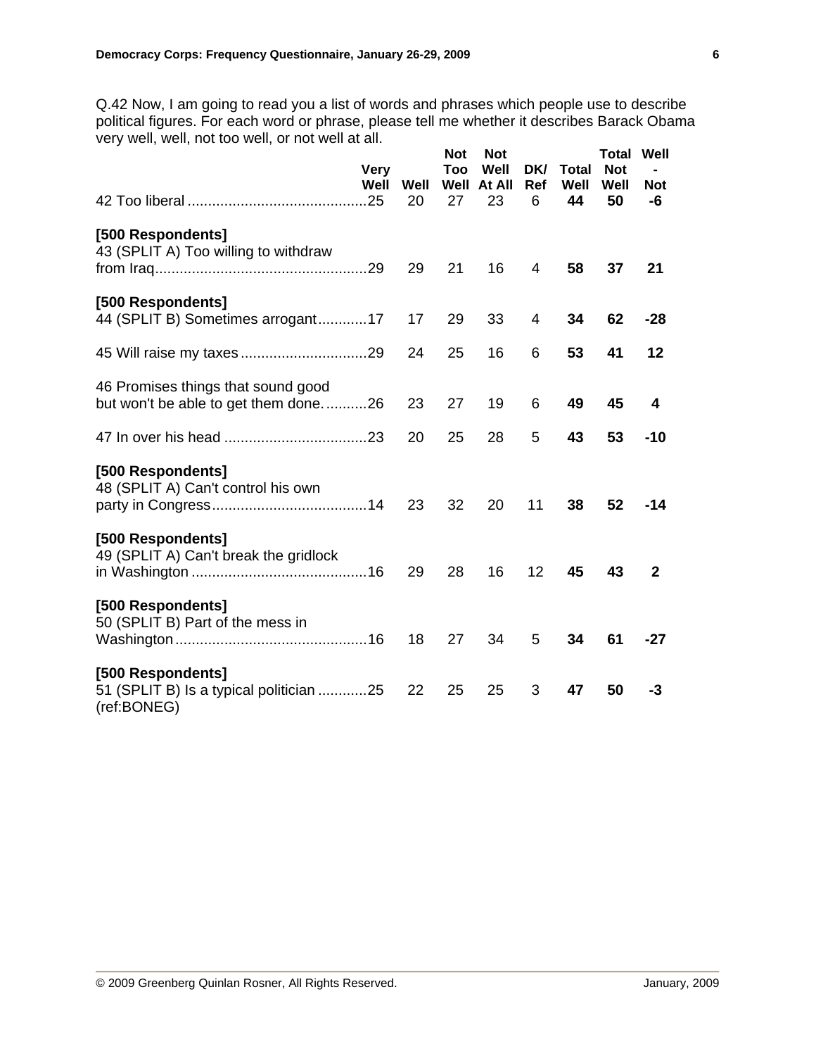Q.42 Now, I am going to read you a list of words and phrases which people use to describe political figures. For each word or phrase, please tell me whether it describes Barack Obama very well, well, not too well, or not well at all.

| | Very Well | Well | Not Too Well | Not Well At All | DK/ Ref | **Total Well** | **Total Not Well** | **Well - Not** |
|---|---|---|---|---|---|---|---|---|
| 42 Too liberal | 25 | 20 | 27 | 23 | 6 | **44** | **50** | **-6** |
| **[500 Respondents]** 43 (SPLIT A) Too willing to withdraw from Iraq | 29 | 29 | 21 | 16 | 4 | **58** | **37** | **21** |
| **[500 Respondents]** 44 (SPLIT B) Sometimes arrogant | 17 | 17 | 29 | 33 | 4 | **34** | **62** | **-28** |
| 45 Will raise my taxes | 29 | 24 | 25 | 16 | 6 | **53** | **41** | **12** |
| 46 Promises things that sound good but won't be able to get them done. | 26 | 23 | 27 | 19 | 6 | **49** | **45** | **4** |
| 47 In over his head | 23 | 20 | 25 | 28 | 5 | **43** | **53** | **-10** |
| **[500 Respondents]** 48 (SPLIT A) Can't control his own party in Congress | 14 | 23 | 32 | 20 | 11 | **38** | **52** | **-14** |
| **[500 Respondents]** 49 (SPLIT A) Can't break the gridlock in Washington | 16 | 29 | 28 | 16 | 12 | **45** | **43** | **2** |
| **[500 Respondents]** 50 (SPLIT B) Part of the mess in Washington | 16 | 18 | 27 | 34 | 5 | **34** | **61** | **-27** |
| **[500 Respondents]** 51 (SPLIT B) Is a typical politician | 25 | 22 | 25 | 25 | 3 | **47** | **50** | **-3** |

(ref:BONEG)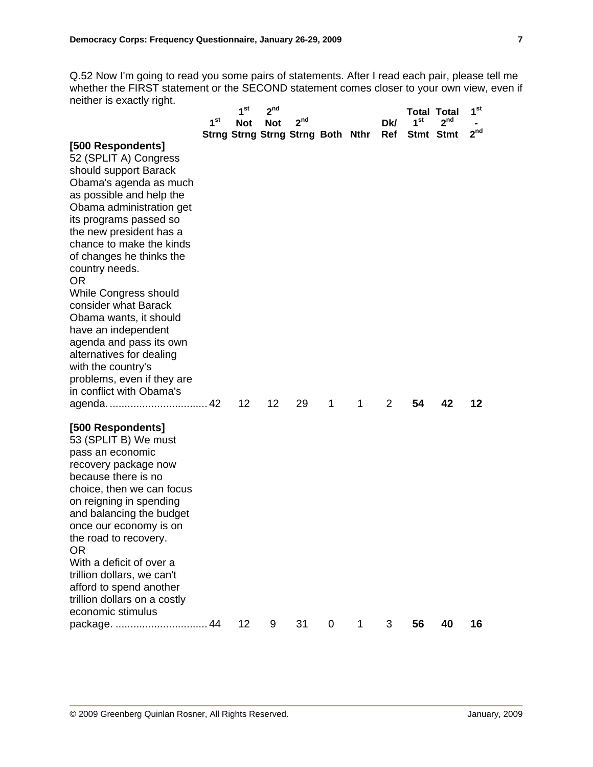Q.52 Now I'm going to read you some pairs of statements. After I read each pair, please tell me whether the FIRST statement or the SECOND statement comes closer to your own view, even if neither is exactly right.

| | 1st Strng | 1st Not Strng | 2nd Not Strng | 2nd Strng | Both | Nthr | Dk/ Ref | Total 1st Stmt | Total 2nd Stmt | 1st - 2nd |
|---|---|---|---|---|---|---|---|---|---|---|
| **[500 Respondents]** 52 (SPLIT A) Congress should support Barack Obama's agenda as much as possible and help the Obama administration get its programs passed so the new president has a chance to make the kinds of changes he thinks the country needs. OR While Congress should consider what Barack Obama wants, it should have an independent agenda and pass its own alternatives for dealing with the country's problems, even if they are in conflict with Obama's agenda. | 42 | 12 | 12 | 29 | 1 | 1 | 2 | **54** | **42** | **12** |
| **[500 Respondents]** 53 (SPLIT B) We must pass an economic recovery package now because there is no choice, then we can focus on reigning in spending and balancing the budget once our economy is on the road to recovery. OR With a deficit of over a trillion dollars, we can't afford to spend another trillion dollars on a costly economic stimulus package. | 44 | 12 | 9 | 31 | 0 | 1 | 3 | **56** | **40** | **16** |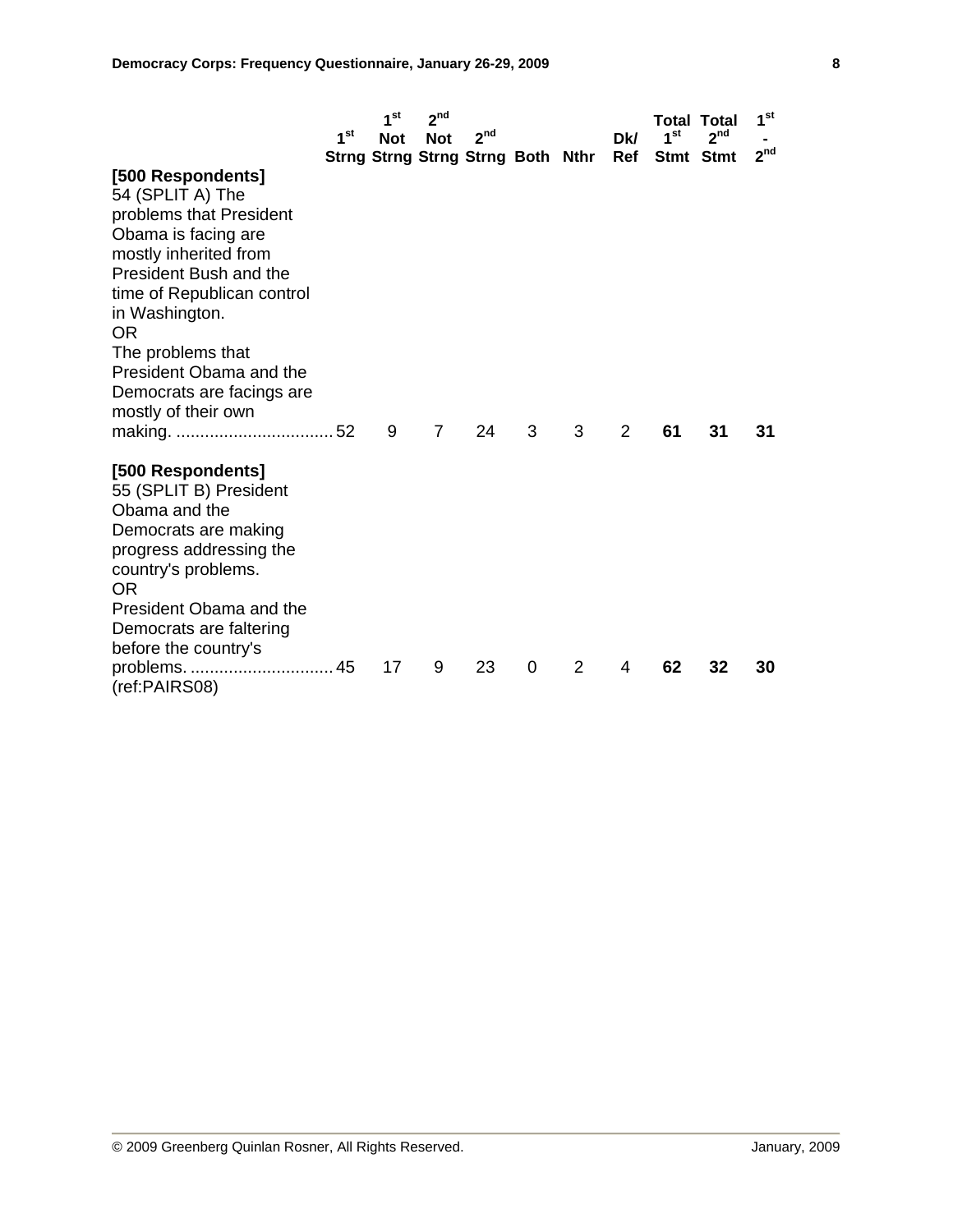| | 1st Strng | 1st Not Strng | 2nd Not Strng | 2nd Strng | Both | Nthr | Dk/ Ref | Total 1st Stmt | Total 2nd Stmt | 1st - 2nd |
|---|---|---|---|---|---|---|---|---|---|---|
| **[500 Respondents]** 54 (SPLIT A) The problems that President Obama is facing are mostly inherited from President Bush and the time of Republican control in Washington. OR The problems that President Obama and the Democrats are facings are mostly of their own making. | 52 | 9 | 7 | 24 | 3 | 3 | 2 | **61** | **31** | **31** |
| **[500 Respondents]** 55 (SPLIT B) President Obama and the Democrats are making progress addressing the country's problems. OR President Obama and the Democrats are faltering before the country's problems. (ref:PAIRS08) | 45 | 17 | 9 | 23 | 0 | 2 | 4 | **62** | **32** | **30** |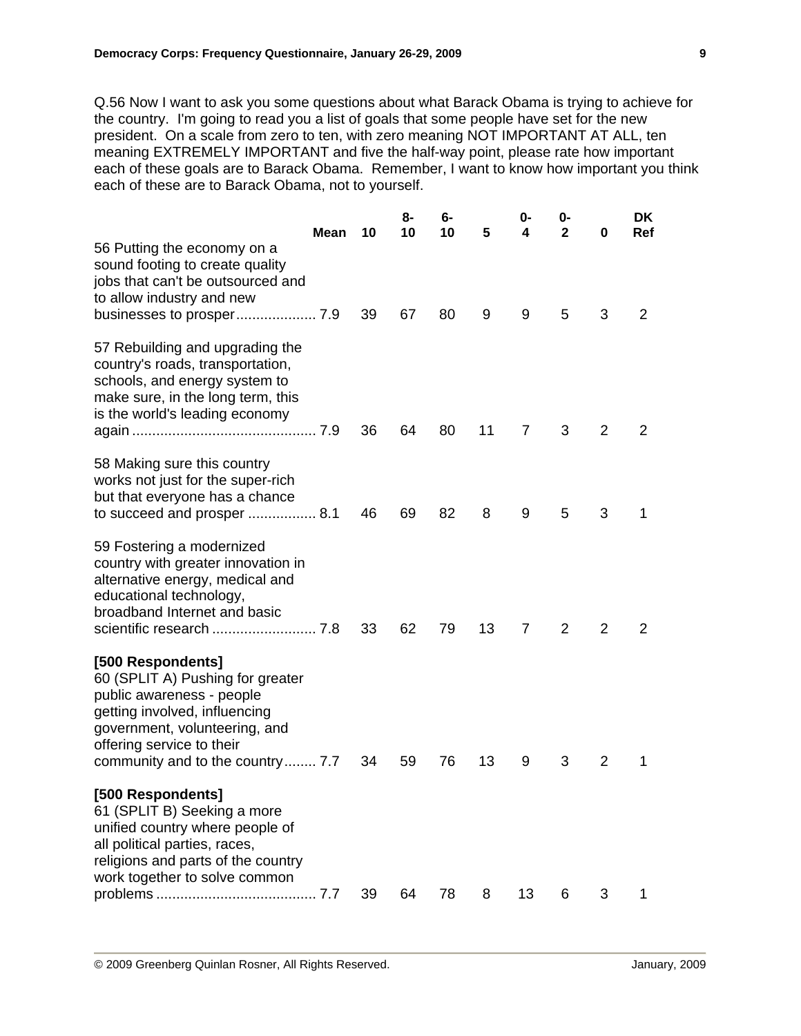Q.56 Now I want to ask you some questions about what Barack Obama is trying to achieve for the country. I'm going to read you a list of goals that some people have set for the new president. On a scale from zero to ten, with zero meaning NOT IMPORTANT AT ALL, ten meaning EXTREMELY IMPORTANT and five the half-way point, please rate how important each of these goals are to Barack Obama. Remember, I want to know how important you think each of these are to Barack Obama, not to yourself.

| | Mean | 10 | 8-10 | 6-10 | 5 | 0-4 | 0-2 | 0 | DK Ref |
|---|---|---|---|---|---|---|---|---|---|
| 56 Putting the economy on a sound footing to create quality jobs that can't be outsourced and to allow industry and new businesses to prosper | 7.9 | 39 | 67 | 80 | 9 | 9 | 5 | 3 | 2 |
| 57 Rebuilding and upgrading the country's roads, transportation, schools, and energy system to make sure, in the long term, this is the world's leading economy again | 7.9 | 36 | 64 | 80 | 11 | 7 | 3 | 2 | 2 |
| 58 Making sure this country works not just for the super-rich but that everyone has a chance to succeed and prosper | 8.1 | 46 | 69 | 82 | 8 | 9 | 5 | 3 | 1 |
| 59 Fostering a modernized country with greater innovation in alternative energy, medical and educational technology, broadband Internet and basic scientific research | 7.8 | 33 | 62 | 79 | 13 | 7 | 2 | 2 | 2 |
| **[500 Respondents]** 60 (SPLIT A) Pushing for greater public awareness - people getting involved, influencing government, volunteering, and offering service to their community and to the country | 7.7 | 34 | 59 | 76 | 13 | 9 | 3 | 2 | 1 |
| **[500 Respondents]** 61 (SPLIT B) Seeking a more unified country where people of all political parties, races, religions and parts of the country work together to solve common problems | 7.7 | 39 | 64 | 78 | 8 | 13 | 6 | 3 | 1 |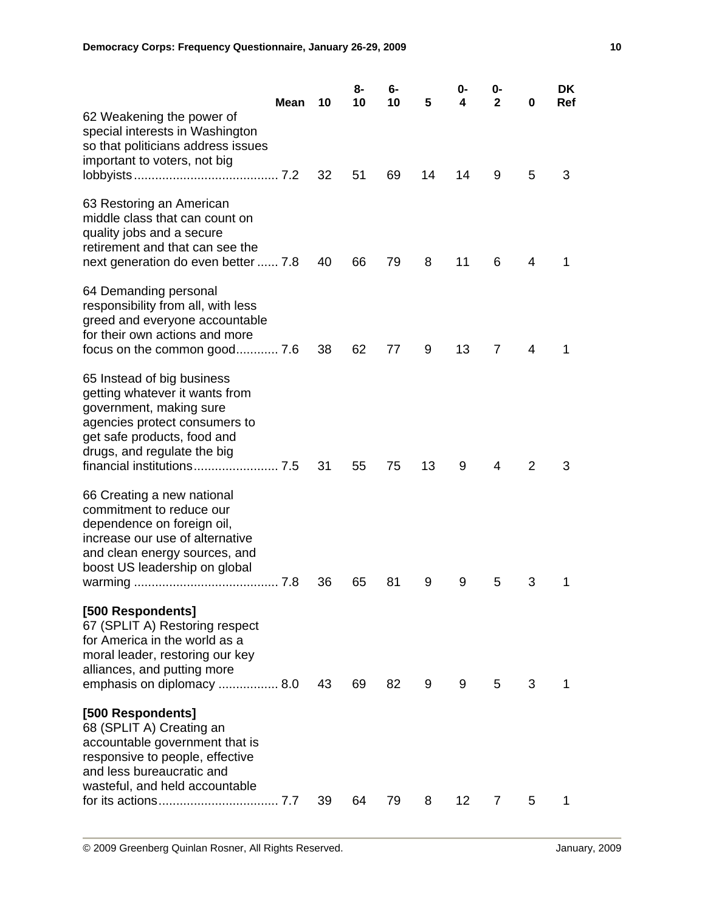| | Mean | 10 | 8-10 | 6-10 | 5 | 0-4 | 0-2 | 0 | DK Ref |
|---|---|---|---|---|---|---|---|---|---|
| 62 Weakening the power of special interests in Washington so that politicians address issues important to voters, not big lobbyists | 7.2 | 32 | 51 | 69 | 14 | 14 | 9 | 5 | 3 |
| 63 Restoring an American middle class that can count on quality jobs and a secure retirement and that can see the next generation do even better | 7.8 | 40 | 66 | 79 | 8 | 11 | 6 | 4 | 1 |
| 64 Demanding personal responsibility from all, with less greed and everyone accountable for their own actions and more focus on the common good | 7.6 | 38 | 62 | 77 | 9 | 13 | 7 | 4 | 1 |
| 65 Instead of big business getting whatever it wants from government, making sure agencies protect consumers to get safe products, food and drugs, and regulate the big financial institutions | 7.5 | 31 | 55 | 75 | 13 | 9 | 4 | 2 | 3 |
| 66 Creating a new national commitment to reduce our dependence on foreign oil, increase our use of alternative and clean energy sources, and boost US leadership on global warming | 7.8 | 36 | 65 | 81 | 9 | 9 | 5 | 3 | 1 |
| **[500 Respondents]** 67 (SPLIT A) Restoring respect for America in the world as a moral leader, restoring our key alliances, and putting more emphasis on diplomacy | 8.0 | 43 | 69 | 82 | 9 | 9 | 5 | 3 | 1 |
| **[500 Respondents]** 68 (SPLIT A) Creating an accountable government that is responsive to people, effective and less bureaucratic and wasteful, and held accountable for its actions | 7.7 | 39 | 64 | 79 | 8 | 12 | 7 | 5 | 1 |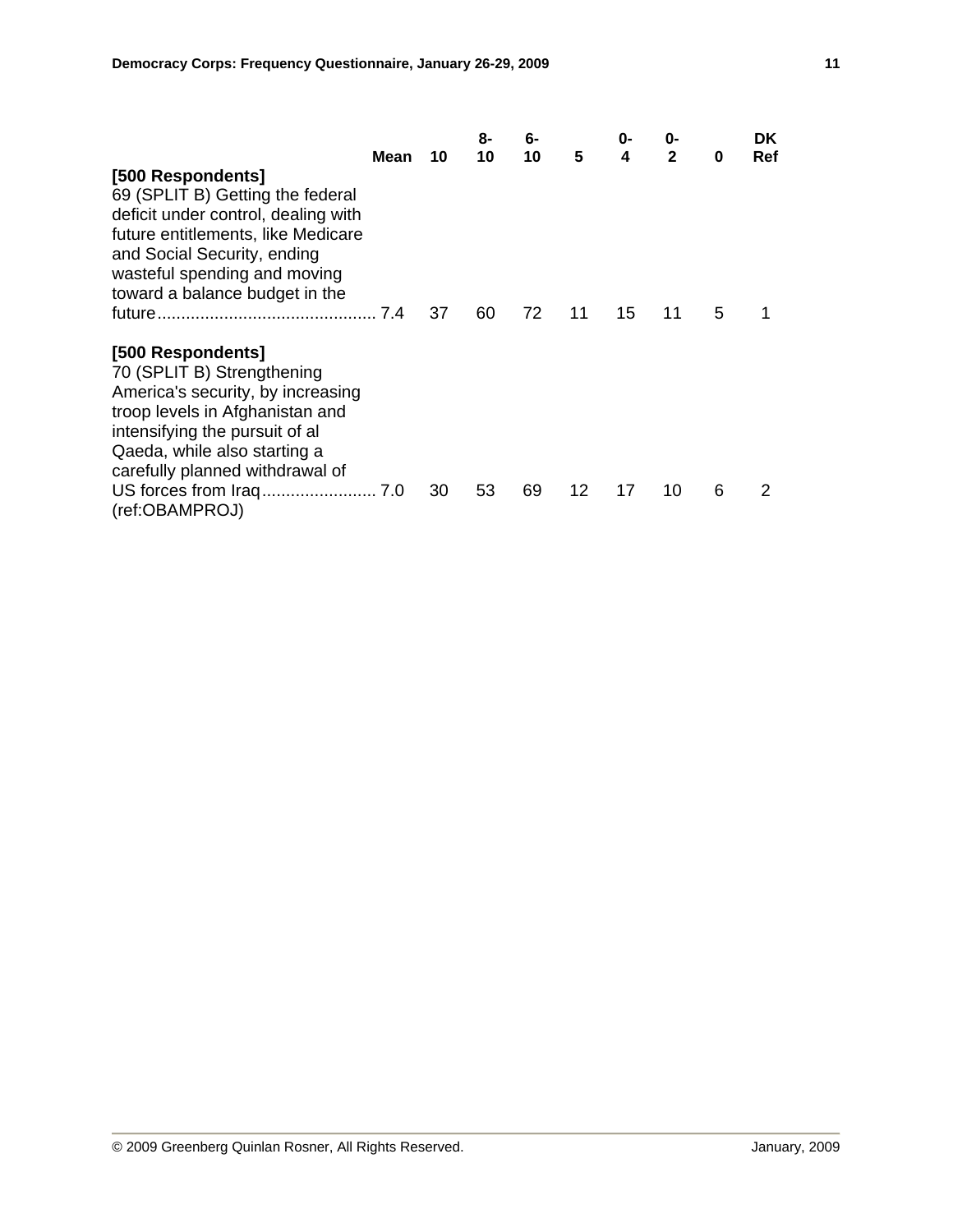| | Mean | 10 | 8-10 | 6-10 | 5 | 0-4 | 0-2 | 0 | DK Ref |
|---|---|---|---|---|---|---|---|---|---|
| **[500 Respondents]** 69 (SPLIT B) Getting the federal deficit under control, dealing with future entitlements, like Medicare and Social Security, ending wasteful spending and moving toward a balance budget in the future | 7.4 | 37 | 60 | 72 | 11 | 15 | 11 | 5 | 1 |
| **[500 Respondents]** 70 (SPLIT B) Strengthening America's security, by increasing troop levels in Afghanistan and intensifying the pursuit of al Qaeda, while also starting a carefully planned withdrawal of US forces from Iraq | 7.0 | 30 | 53 | 69 | 12 | 17 | 10 | 6 | 2 |

(ref:OBAMPROJ)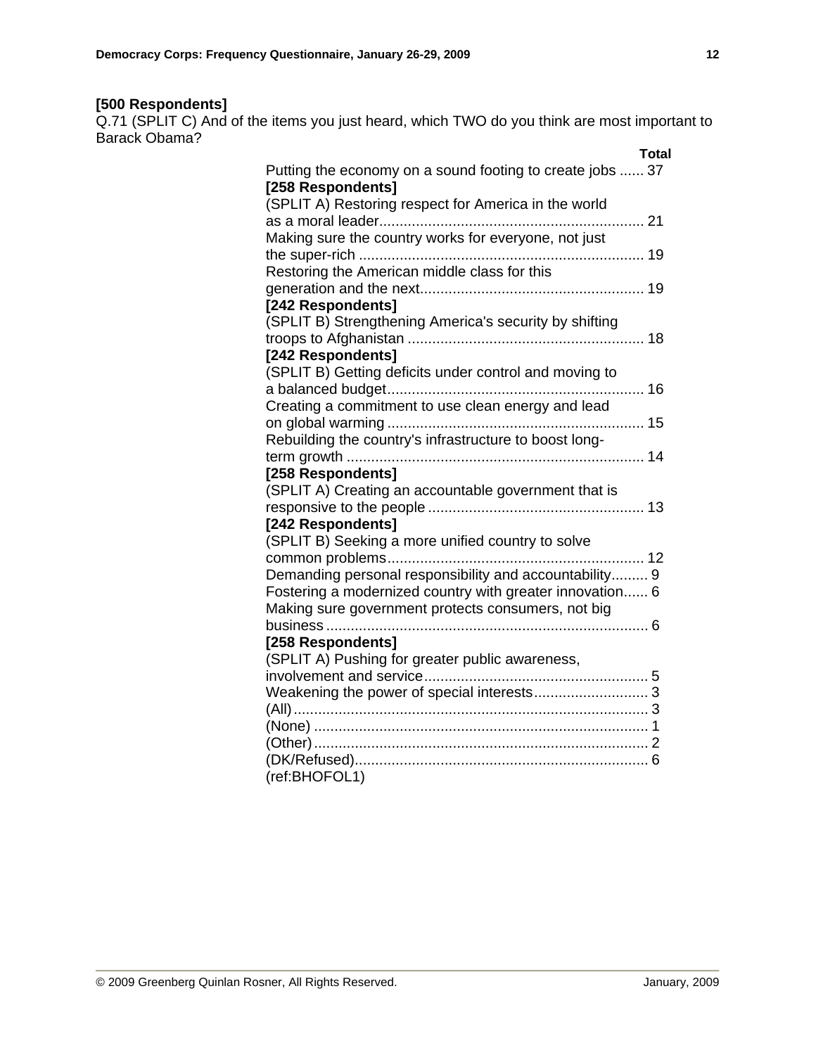**[500 Respondents]**
Q.71 (SPLIT C) And of the items you just heard, which TWO do you think are most important to Barack Obama?

| | Total |
|---|---|
| Putting the economy on a sound footing to create jobs | 37 |
| **[258 Respondents]** | |
| (SPLIT A) Restoring respect for America in the world as a moral leader | 21 |
| Making sure the country works for everyone, not just the super-rich | 19 |
| Restoring the American middle class for this generation and the next | 19 |
| **[242 Respondents]** | |
| (SPLIT B) Strengthening America's security by shifting troops to Afghanistan | 18 |
| **[242 Respondents]** | |
| (SPLIT B) Getting deficits under control and moving to a balanced budget | 16 |
| Creating a commitment to use clean energy and lead on global warming | 15 |
| Rebuilding the country's infrastructure to boost long-term growth | 14 |
| **[258 Respondents]** | |
| (SPLIT A) Creating an accountable government that is responsive to the people | 13 |
| **[242 Respondents]** | |
| (SPLIT B) Seeking a more unified country to solve common problems | 12 |
| Demanding personal responsibility and accountability | 9 |
| Fostering a modernized country with greater innovation | 6 |
| Making sure government protects consumers, not big business | 6 |
| **[258 Respondents]** | |
| (SPLIT A) Pushing for greater public awareness, involvement and service | 5 |
| Weakening the power of special interests | 3 |
| (All) | 3 |
| (None) | 1 |
| (Other) | 2 |
| (DK/Refused) | 6 |

(ref:BHOFOL1)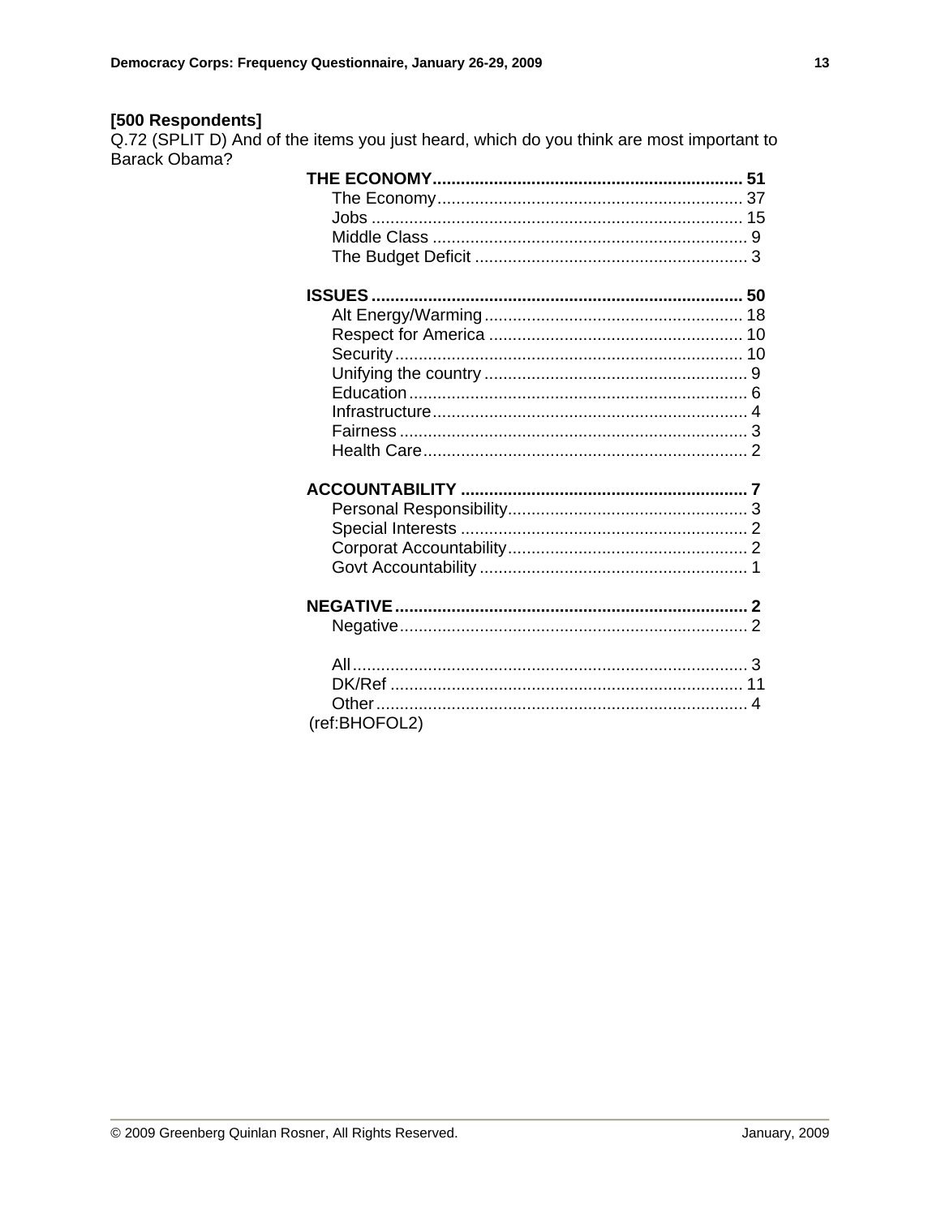**[500 Respondents]**

Q.72 (SPLIT D) And of the items you just heard, which do you think are most important to Barack Obama?

| | |
|---|---|
| **THE ECONOMY** | **51** |
| The Economy | 37 |
| Jobs | 15 |
| Middle Class | 9 |
| The Budget Deficit | 3 |
| | |
| **ISSUES** | **50** |
| Alt Energy/Warming | 18 |
| Respect for America | 10 |
| Security | 10 |
| Unifying the country | 9 |
| Education | 6 |
| Infrastructure | 4 |
| Fairness | 3 |
| Health Care | 2 |
| | |
| **ACCOUNTABILITY** | **7** |
| Personal Responsibility | 3 |
| Special Interests | 2 |
| Corporat Accountability | 2 |
| Govt Accountability | 1 |
| | |
| **NEGATIVE** | **2** |
| Negative | 2 |
| | |
| All | 3 |
| DK/Ref | 11 |
| Other | 4 |

(ref:BHOFOL2)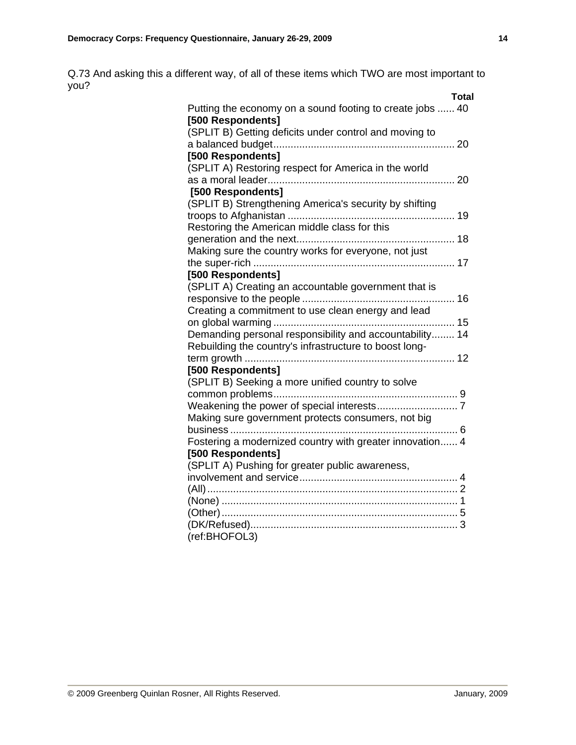Q.73 And asking this a different way, of all of these items which TWO are most important to you?

| | Total |
|---|---|
| Putting the economy on a sound footing to create jobs | 40 |
| **[500 Respondents]** (SPLIT B) Getting deficits under control and moving to a balanced budget | 20 |
| **[500 Respondents]** (SPLIT A) Restoring respect for America in the world as a moral leader | 20 |
| **[500 Respondents]** (SPLIT B) Strengthening America's security by shifting troops to Afghanistan | 19 |
| Restoring the American middle class for this generation and the next | 18 |
| Making sure the country works for everyone, not just the super-rich | 17 |
| **[500 Respondents]** (SPLIT A) Creating an accountable government that is responsive to the people | 16 |
| Creating a commitment to use clean energy and lead on global warming | 15 |
| Demanding personal responsibility and accountability | 14 |
| Rebuilding the country's infrastructure to boost long-term growth | 12 |
| **[500 Respondents]** (SPLIT B) Seeking a more unified country to solve common problems | 9 |
| Weakening the power of special interests | 7 |
| Making sure government protects consumers, not big business | 6 |
| Fostering a modernized country with greater innovation | 4 |
| **[500 Respondents]** (SPLIT A) Pushing for greater public awareness, involvement and service | 4 |
| (All) | 2 |
| (None) | 1 |
| (Other) | 5 |
| (DK/Refused) | 3 |

(ref:BHOFOL3)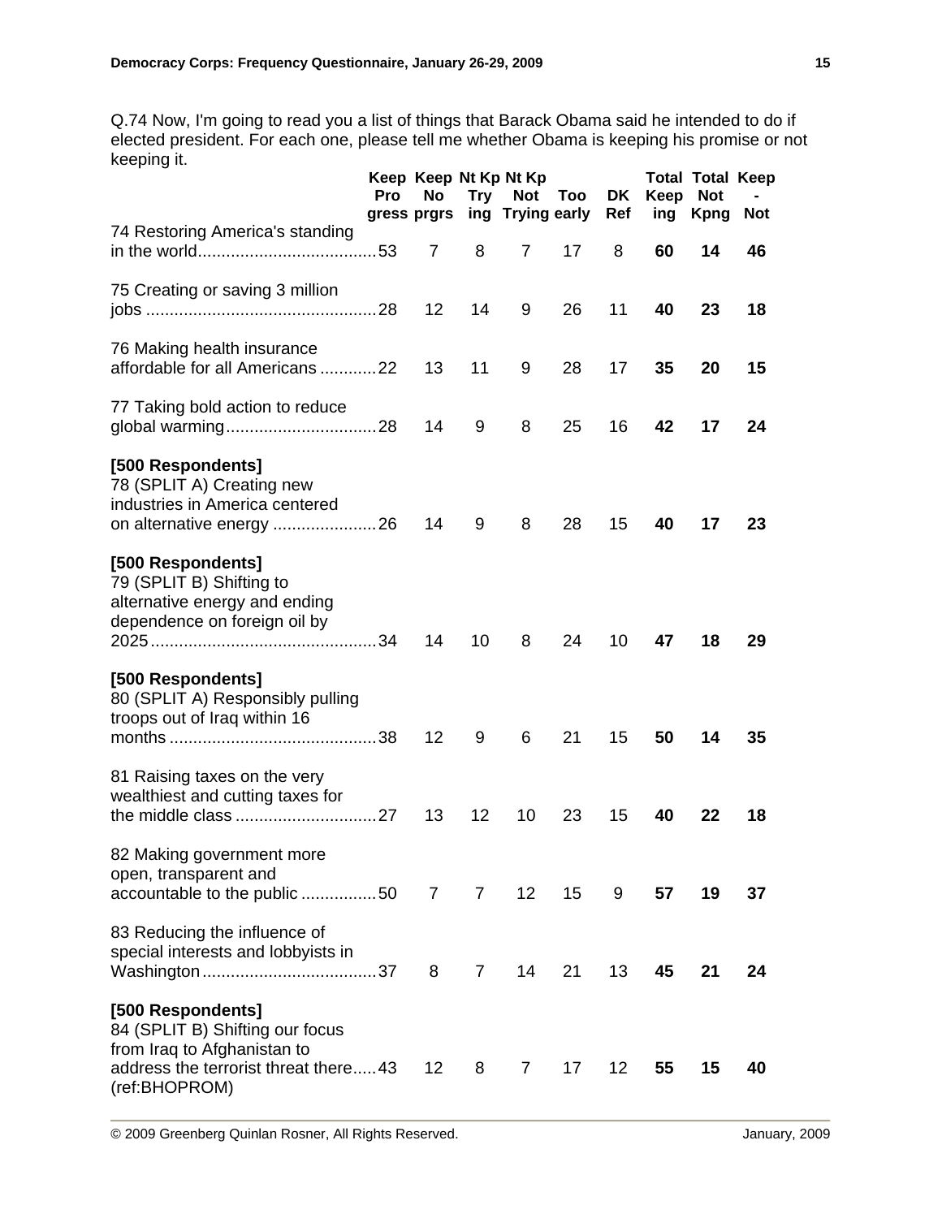Q.74 Now, I'm going to read you a list of things that Barack Obama said he intended to do if elected president. For each one, please tell me whether Obama is keeping his promise or not keeping it.

| | Keep Progress | Keep No prgrs | Nt Kp Trying | Nt Kp Not Trying | Too early | DK Ref | **Total Keeping** | **Total Not Kpng** | **Keep - Not** |
|---|---|---|---|---|---|---|---|---|---|
| 74 Restoring America's standing in the world | 53 | 7 | 8 | 7 | 17 | 8 | **60** | **14** | **46** |
| 75 Creating or saving 3 million jobs | 28 | 12 | 14 | 9 | 26 | 11 | **40** | **23** | **18** |
| 76 Making health insurance affordable for all Americans | 22 | 13 | 11 | 9 | 28 | 17 | **35** | **20** | **15** |
| 77 Taking bold action to reduce global warming | 28 | 14 | 9 | 8 | 25 | 16 | **42** | **17** | **24** |
| **[500 Respondents]** 78 (SPLIT A) Creating new industries in America centered on alternative energy | 26 | 14 | 9 | 8 | 28 | 15 | **40** | **17** | **23** |
| **[500 Respondents]** 79 (SPLIT B) Shifting to alternative energy and ending dependence on foreign oil by 2025 | 34 | 14 | 10 | 8 | 24 | 10 | **47** | **18** | **29** |
| **[500 Respondents]** 80 (SPLIT A) Responsibly pulling troops out of Iraq within 16 months | 38 | 12 | 9 | 6 | 21 | 15 | **50** | **14** | **35** |
| 81 Raising taxes on the very wealthiest and cutting taxes for the middle class | 27 | 13 | 12 | 10 | 23 | 15 | **40** | **22** | **18** |
| 82 Making government more open, transparent and accountable to the public | 50 | 7 | 7 | 12 | 15 | 9 | **57** | **19** | **37** |
| 83 Reducing the influence of special interests and lobbyists in Washington | 37 | 8 | 7 | 14 | 21 | 13 | **45** | **21** | **24** |
| **[500 Respondents]** 84 (SPLIT B) Shifting our focus from Iraq to Afghanistan to address the terrorist threat there | 43 | 12 | 8 | 7 | 17 | 12 | **55** | **15** | **40** |

(ref:BHOPROM)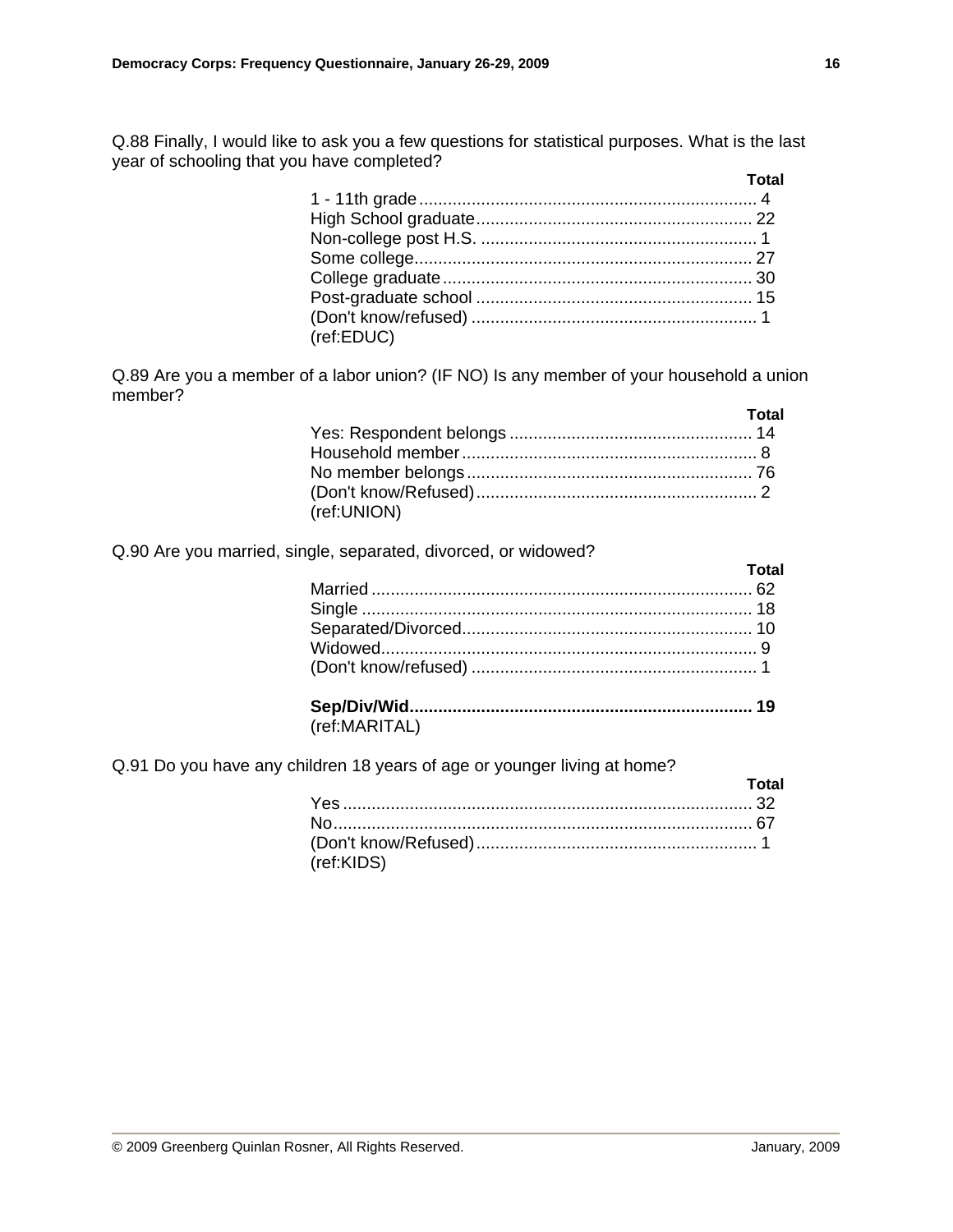Q.88 Finally, I would like to ask you a few questions for statistical purposes. What is the last year of schooling that you have completed?

| | Total |
|---|---|
| 1 - 11th grade | 4 |
| High School graduate | 22 |
| Non-college post H.S. | 1 |
| Some college | 27 |
| College graduate | 30 |
| Post-graduate school | 15 |
| (Don't know/refused) | 1 |

(ref:EDUC)

Q.89 Are you a member of a labor union? (IF NO) Is any member of your household a union member?

| | Total |
|---|---|
| Yes: Respondent belongs | 14 |
| Household member | 8 |
| No member belongs | 76 |
| (Don't know/Refused) | 2 |

(ref:UNION)

Q.90 Are you married, single, separated, divorced, or widowed?

| | Total |
|---|---|
| Married | 62 |
| Single | 18 |
| Separated/Divorced | 10 |
| Widowed | 9 |
| (Don't know/refused) | 1 |
| | |
| **Sep/Div/Wid** | **19** |

(ref:MARITAL)

Q.91 Do you have any children 18 years of age or younger living at home?

| | Total |
|---|---|
| Yes | 32 |
| No | 67 |
| (Don't know/Refused) | 1 |

(ref:KIDS)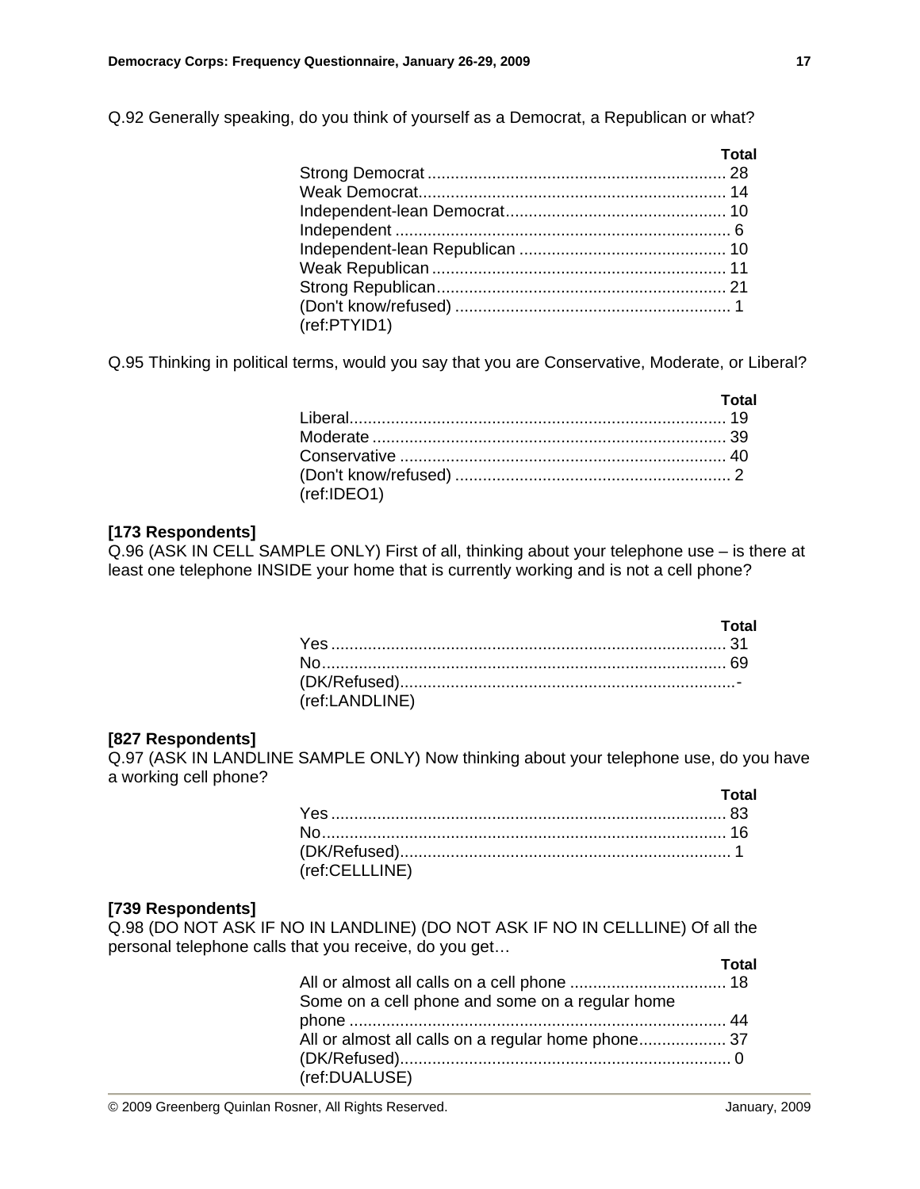Q.92 Generally speaking, do you think of yourself as a Democrat, a Republican or what?

| | Total |
|---|---|
| Strong Democrat | 28 |
| Weak Democrat | 14 |
| Independent-lean Democrat | 10 |
| Independent | 6 |
| Independent-lean Republican | 10 |
| Weak Republican | 11 |
| Strong Republican | 21 |
| (Don't know/refused) | 1 |

(ref:PTYID1)

Q.95 Thinking in political terms, would you say that you are Conservative, Moderate, or Liberal?

| | Total |
|---|---|
| Liberal | 19 |
| Moderate | 39 |
| Conservative | 40 |
| (Don't know/refused) | 2 |

(ref:IDEO1)

**[173 Respondents]**
Q.96 (ASK IN CELL SAMPLE ONLY) First of all, thinking about your telephone use – is there at least one telephone INSIDE your home that is currently working and is not a cell phone?

| | Total |
|---|---|
| Yes | 31 |
| No | 69 |
| (DK/Refused) | - |

(ref:LANDLINE)

**[827 Respondents]**
Q.97 (ASK IN LANDLINE SAMPLE ONLY) Now thinking about your telephone use, do you have a working cell phone?

| | Total |
|---|---|
| Yes | 83 |
| No | 16 |
| (DK/Refused) | 1 |

(ref:CELLLINE)

**[739 Respondents]**
Q.98 (DO NOT ASK IF NO IN LANDLINE) (DO NOT ASK IF NO IN CELLLINE) Of all the personal telephone calls that you receive, do you get…

| | Total |
|---|---|
| All or almost all calls on a cell phone | 18 |
| Some on a cell phone and some on a regular home phone | 44 |
| All or almost all calls on a regular home phone | 37 |
| (DK/Refused) | 0 |

(ref:DUALUSE)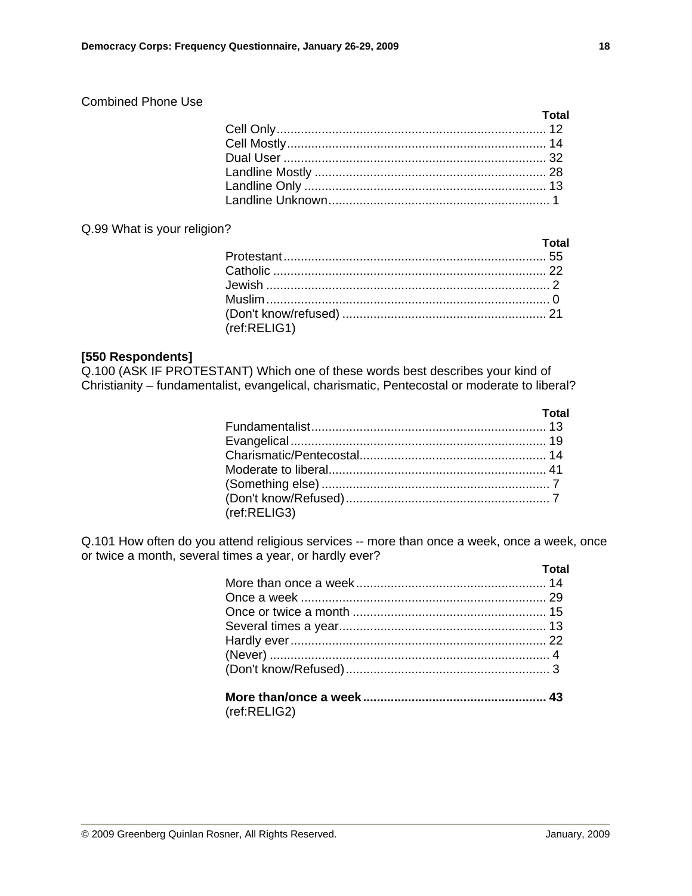Combined Phone Use

| | Total |
|---|---|
| Cell Only | 12 |
| Cell Mostly | 14 |
| Dual User | 32 |
| Landline Mostly | 28 |
| Landline Only | 13 |
| Landline Unknown | 1 |

Q.99 What is your religion?

| | Total |
|---|---|
| Protestant | 55 |
| Catholic | 22 |
| Jewish | 2 |
| Muslim | 0 |
| (Don't know/refused) | 21 |

(ref:RELIG1)

**[550 Respondents]**
Q.100 (ASK IF PROTESTANT) Which one of these words best describes your kind of Christianity – fundamentalist, evangelical, charismatic, Pentecostal or moderate to liberal?

| | Total |
|---|---|
| Fundamentalist | 13 |
| Evangelical | 19 |
| Charismatic/Pentecostal | 14 |
| Moderate to liberal | 41 |
| (Something else) | 7 |
| (Don't know/Refused) | 7 |

(ref:RELIG3)

Q.101 How often do you attend religious services -- more than once a week, once a week, once or twice a month, several times a year, or hardly ever?

| | Total |
|---|---|
| More than once a week | 14 |
| Once a week | 29 |
| Once or twice a month | 15 |
| Several times a year | 13 |
| Hardly ever | 22 |
| (Never) | 4 |
| (Don't know/Refused) | 3 |
| **More than/once a week** | **43** |

(ref:RELIG2)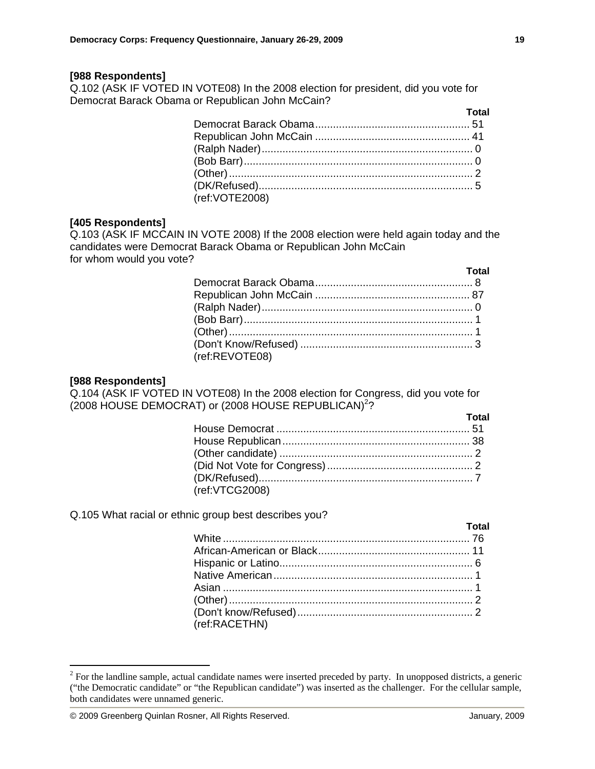**[988 Respondents]**

Q.102 (ASK IF VOTED IN VOTE08) In the 2008 election for president, did you vote for Democrat Barack Obama or Republican John McCain?

| | Total |
|---|---|
| Democrat Barack Obama | 51 |
| Republican John McCain | 41 |
| (Ralph Nader) | 0 |
| (Bob Barr) | 0 |
| (Other) | 2 |
| (DK/Refused) | 5 |
| (ref:VOTE2008) | |

**[405 Respondents]**

Q.103 (ASK IF MCCAIN IN VOTE 2008) If the 2008 election were held again today and the candidates were Democrat Barack Obama or Republican John McCain for whom would you vote?

| | Total |
|---|---|
| Democrat Barack Obama | 8 |
| Republican John McCain | 87 |
| (Ralph Nader) | 0 |
| (Bob Barr) | 1 |
| (Other) | 1 |
| (Don't Know/Refused) | 3 |
| (ref:REVOTE08) | |

**[988 Respondents]**

Q.104 (ASK IF VOTED IN VOTE08) In the 2008 election for Congress, did you vote for (2008 HOUSE DEMOCRAT) or (2008 HOUSE REPUBLICAN)[2]?

| | Total |
|---|---|
| House Democrat | 51 |
| House Republican | 38 |
| (Other candidate) | 2 |
| (Did Not Vote for Congress) | 2 |
| (DK/Refused) | 7 |
| (ref:VTCG2008) | |

Q.105 What racial or ethnic group best describes you?

| | Total |
|---|---|
| White | 76 |
| African-American or Black | 11 |
| Hispanic or Latino | 6 |
| Native American | 1 |
| Asian | 1 |
| (Other) | 2 |
| (Don't know/Refused) | 2 |
| (ref:RACETHN) | |

[2] For the landline sample, actual candidate names were inserted preceded by party. In unopposed districts, a generic ("the Democratic candidate" or "the Republican candidate") was inserted as the challenger. For the cellular sample, both candidates were unnamed generic.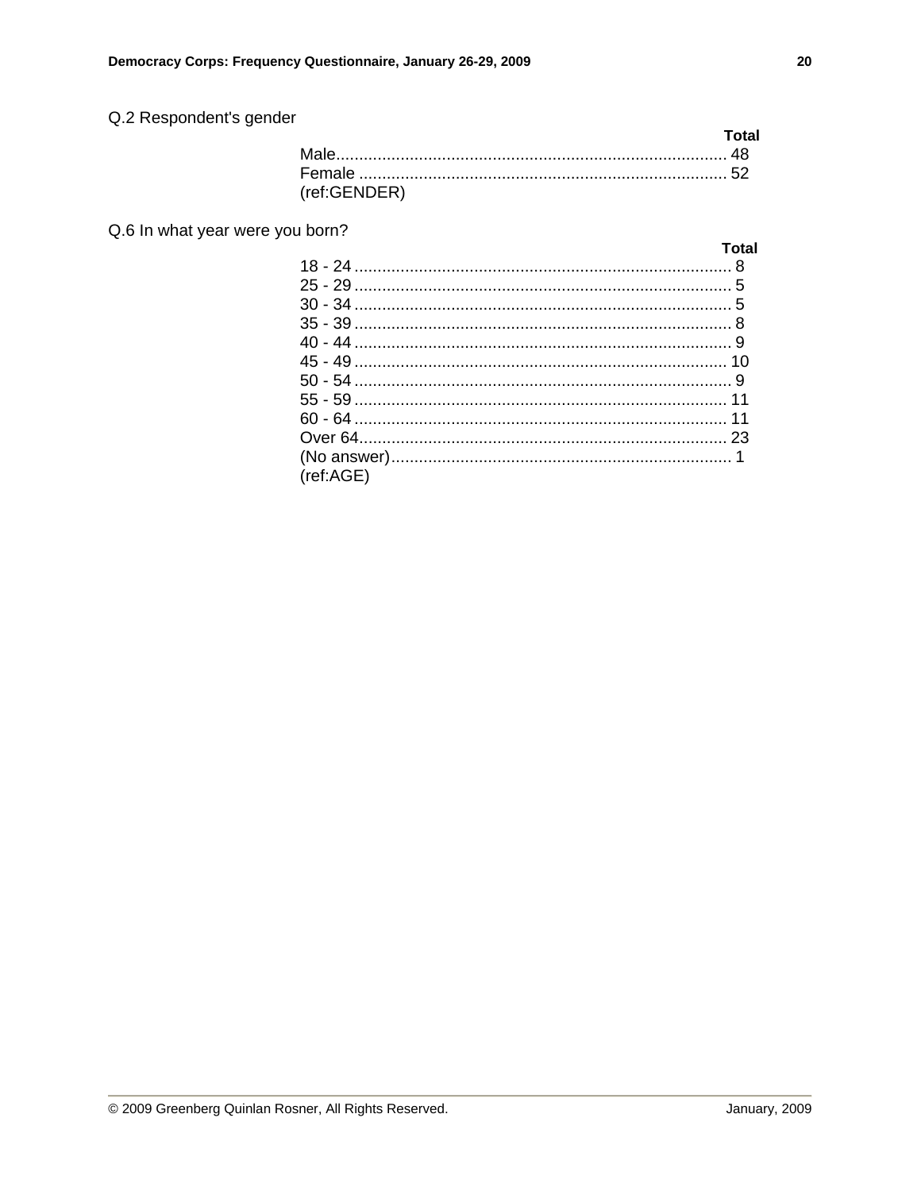Q.2 Respondent's gender

| | Total |
|---|---|
| Male | 48 |
| Female | 52 |

(ref:GENDER)

Q.6 In what year were you born?

| | Total |
|---|---|
| 18 - 24 | 8 |
| 25 - 29 | 5 |
| 30 - 34 | 5 |
| 35 - 39 | 8 |
| 40 - 44 | 9 |
| 45 - 49 | 10 |
| 50 - 54 | 9 |
| 55 - 59 | 11 |
| 60 - 64 | 11 |
| Over 64 | 23 |
| (No answer) | 1 |

(ref:AGE)